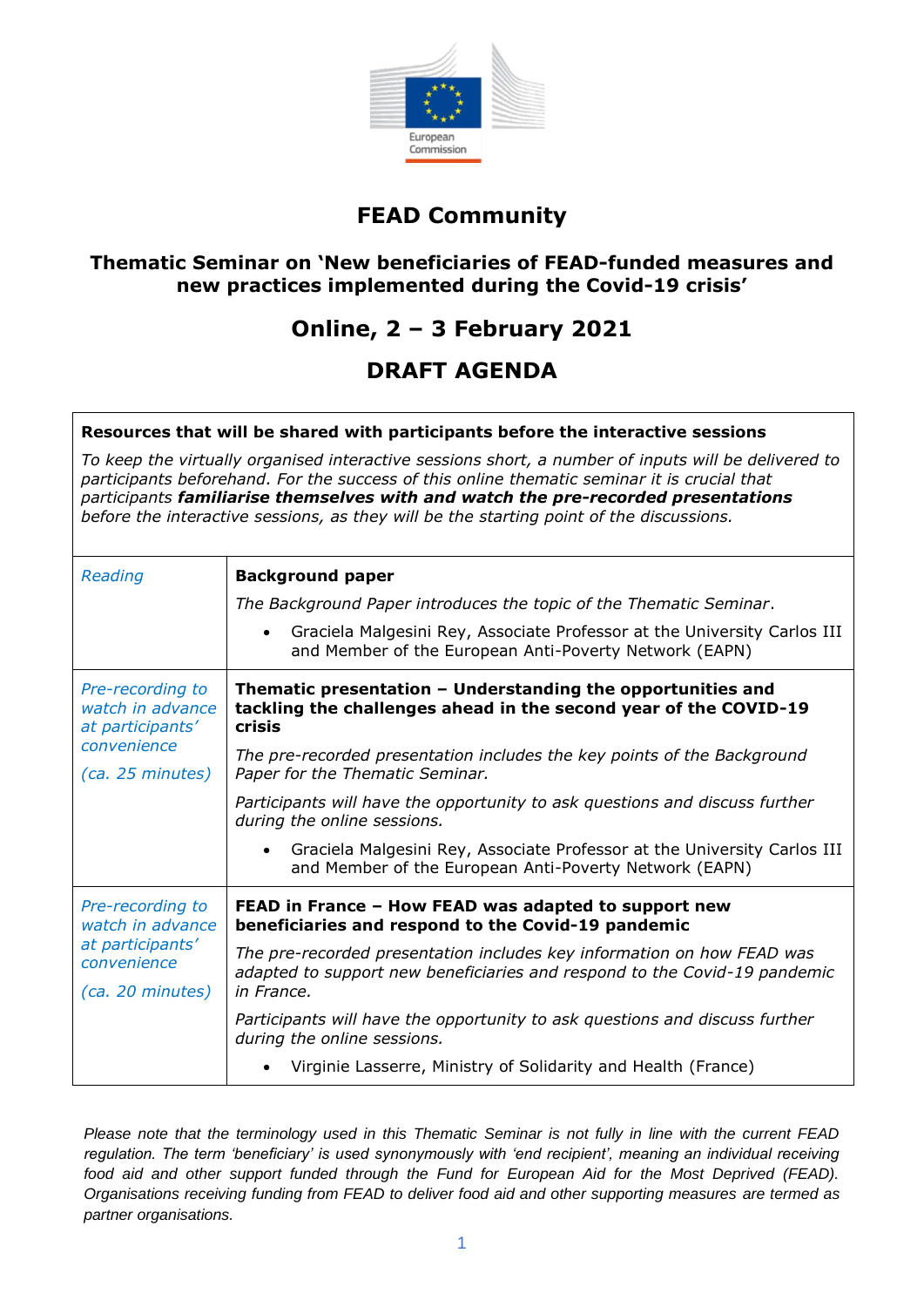# FEAD Community

## Thematic Seminar on 'New beneficiaries of FEAD-funded measures and new practices implemented during the Covid-19 crisis'

## Online, 2 – 3 February 2021

## DRAFT AGENDA

**Resources that will be shared with participants before the interactive sessions**

*To keep the virtually organised interactive sessions short, a number of inputs will be delivered to participants beforehand. For the success of this online thematic seminar it is crucial that participants* ***familiarise themselves with and watch the pre-recorded presentations*** *before the interactive sessions, as they will be the starting point of the discussions.*

| | |
|---|---|
| *Reading* | **Background paper**<br>*The Background Paper introduces the topic of the Thematic Seminar.*<br>• Graciela Malgesini Rey, Associate Professor at the University Carlos III and Member of the European Anti-Poverty Network (EAPN) |
| *Pre-recording to watch in advance at participants' convenience*<br>*(ca. 25 minutes)* | **Thematic presentation – Understanding the opportunities and tackling the challenges ahead in the second year of the COVID-19 crisis**<br>*The pre-recorded presentation includes the key points of the Background Paper for the Thematic Seminar.*<br>*Participants will have the opportunity to ask questions and discuss further during the online sessions.*<br>• Graciela Malgesini Rey, Associate Professor at the University Carlos III and Member of the European Anti-Poverty Network (EAPN) |
| *Pre-recording to watch in advance at participants' convenience*<br>*(ca. 20 minutes)* | **FEAD in France – How FEAD was adapted to support new beneficiaries and respond to the Covid-19 pandemic**<br>*The pre-recorded presentation includes key information on how FEAD was adapted to support new beneficiaries and respond to the Covid-19 pandemic in France.*<br>*Participants will have the opportunity to ask questions and discuss further during the online sessions.*<br>• Virginie Lasserre, Ministry of Solidarity and Health (France) |

*Please note that the terminology used in this Thematic Seminar is not fully in line with the current FEAD regulation. The term 'beneficiary' is used synonymously with 'end recipient', meaning an individual receiving food aid and other support funded through the Fund for European Aid for the Most Deprived (FEAD). Organisations receiving funding from FEAD to deliver food aid and other supporting measures are termed as partner organisations.*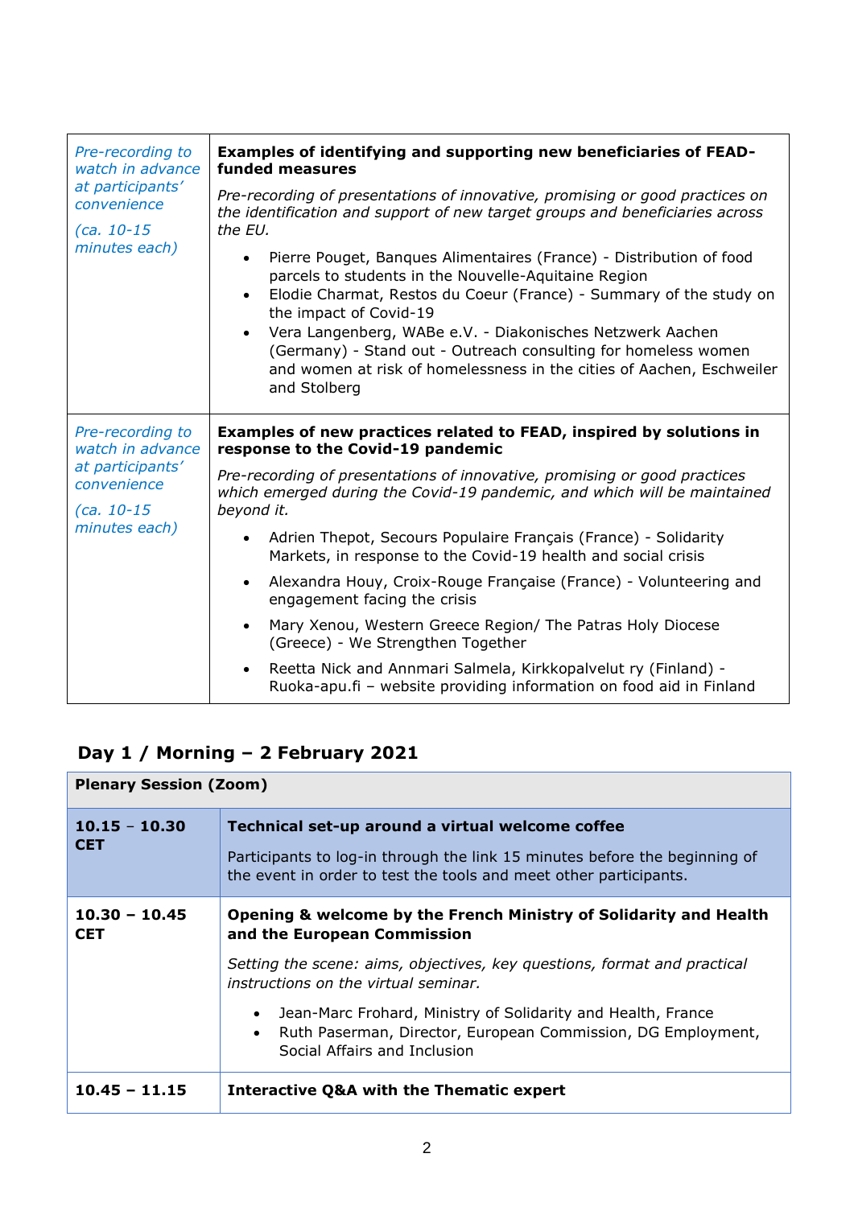| | |
|---|---|
| *Pre-recording to watch in advance at participants' convenience*<br><br>*(ca. 10-15 minutes each)* | **Examples of identifying and supporting new beneficiaries of FEAD-funded measures**<br><br>*Pre-recording of presentations of innovative, promising or good practices on the identification and support of new target groups and beneficiaries across the EU.*<br><br>• Pierre Pouget, Banques Alimentaires (France) - Distribution of food parcels to students in the Nouvelle-Aquitaine Region<br>• Elodie Charmat, Restos du Coeur (France) - Summary of the study on the impact of Covid-19<br>• Vera Langenberg, WABe e.V. - Diakonisches Netzwerk Aachen (Germany) - Stand out - Outreach consulting for homeless women and women at risk of homelessness in the cities of Aachen, Eschweiler and Stolberg |
| *Pre-recording to watch in advance at participants' convenience*<br><br>*(ca. 10-15 minutes each)* | **Examples of new practices related to FEAD, inspired by solutions in response to the Covid-19 pandemic**<br><br>*Pre-recording of presentations of innovative, promising or good practices which emerged during the Covid-19 pandemic, and which will be maintained beyond it.*<br><br>• Adrien Thepot, Secours Populaire Français (France) - Solidarity Markets, in response to the Covid-19 health and social crisis<br>• Alexandra Houy, Croix-Rouge Française (France) - Volunteering and engagement facing the crisis<br>• Mary Xenou, Western Greece Region/ The Patras Holy Diocese (Greece) - We Strengthen Together<br>• Reetta Nick and Annmari Salmela, Kirkkopalvelut ry (Finland) - Ruoka-apu.fi – website providing information on food aid in Finland |

## Day 1 / Morning – 2 February 2021

| **Plenary Session (Zoom)** | |
|---|---|
| **10.15 – 10.30 CET** | **Technical set-up around a virtual welcome coffee**<br><br>Participants to log-in through the link 15 minutes before the beginning of the event in order to test the tools and meet other participants. |
| **10.30 – 10.45 CET** | **Opening & welcome by the French Ministry of Solidarity and Health and the European Commission**<br><br>*Setting the scene: aims, objectives, key questions, format and practical instructions on the virtual seminar.*<br><br>• Jean-Marc Frohard, Ministry of Solidarity and Health, France<br>• Ruth Paserman, Director, European Commission, DG Employment, Social Affairs and Inclusion |
| **10.45 – 11.15** | **Interactive Q&A with the Thematic expert** |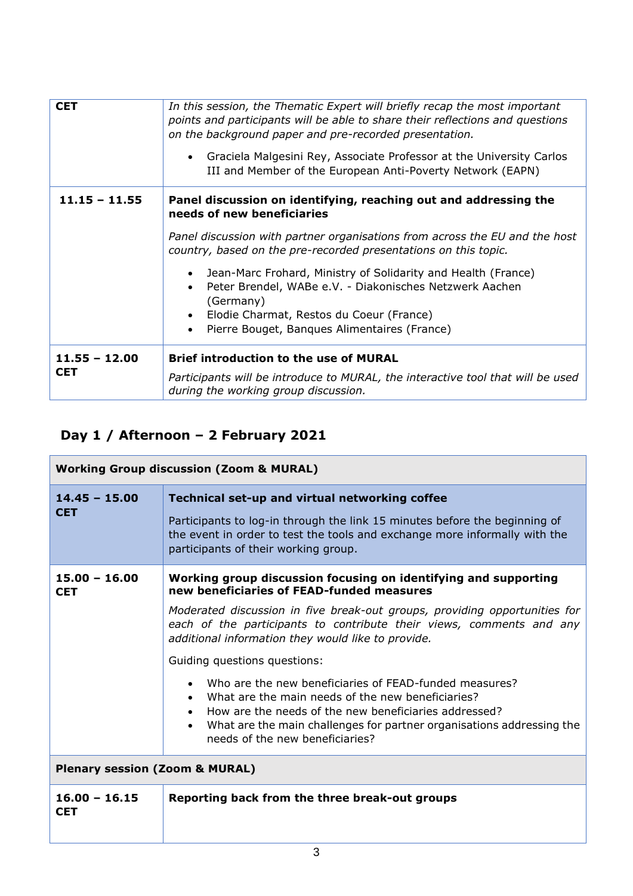| | |
|---|---|
| **CET** | *In this session, the Thematic Expert will briefly recap the most important points and participants will be able to share their reflections and questions on the background paper and pre-recorded presentation.*<br><br>• Graciela Malgesini Rey, Associate Professor at the University Carlos III and Member of the European Anti-Poverty Network (EAPN) |
| **11.15 – 11.55** | **Panel discussion on identifying, reaching out and addressing the needs of new beneficiaries**<br><br>*Panel discussion with partner organisations from across the EU and the host country, based on the pre-recorded presentations on this topic.*<br><br>• Jean-Marc Frohard, Ministry of Solidarity and Health (France)<br>• Peter Brendel, WABe e.V. - Diakonisches Netzwerk Aachen (Germany)<br>• Elodie Charmat, Restos du Coeur (France)<br>• Pierre Bouget, Banques Alimentaires (France) |
| **11.55 – 12.00 CET** | **Brief introduction to the use of MURAL**<br><br>*Participants will be introduce to MURAL, the interactive tool that will be used during the working group discussion.* |

## Day 1 / Afternoon – 2 February 2021

| **Working Group discussion (Zoom & MURAL)** | |
|---|---|
| **14.45 – 15.00 CET** | **Technical set-up and virtual networking coffee**<br><br>Participants to log-in through the link 15 minutes before the beginning of the event in order to test the tools and exchange more informally with the participants of their working group. |
| **15.00 – 16.00 CET** | **Working group discussion focusing on identifying and supporting new beneficiaries of FEAD-funded measures**<br><br>*Moderated discussion in five break-out groups, providing opportunities for each of the participants to contribute their views, comments and any additional information they would like to provide.*<br><br>Guiding questions questions:<br><br>• Who are the new beneficiaries of FEAD-funded measures?<br>• What are the main needs of the new beneficiaries?<br>• How are the needs of the new beneficiaries addressed?<br>• What are the main challenges for partner organisations addressing the needs of the new beneficiaries? |
| **Plenary session (Zoom & MURAL)** | |
| **16.00 – 16.15 CET** | **Reporting back from the three break-out groups** |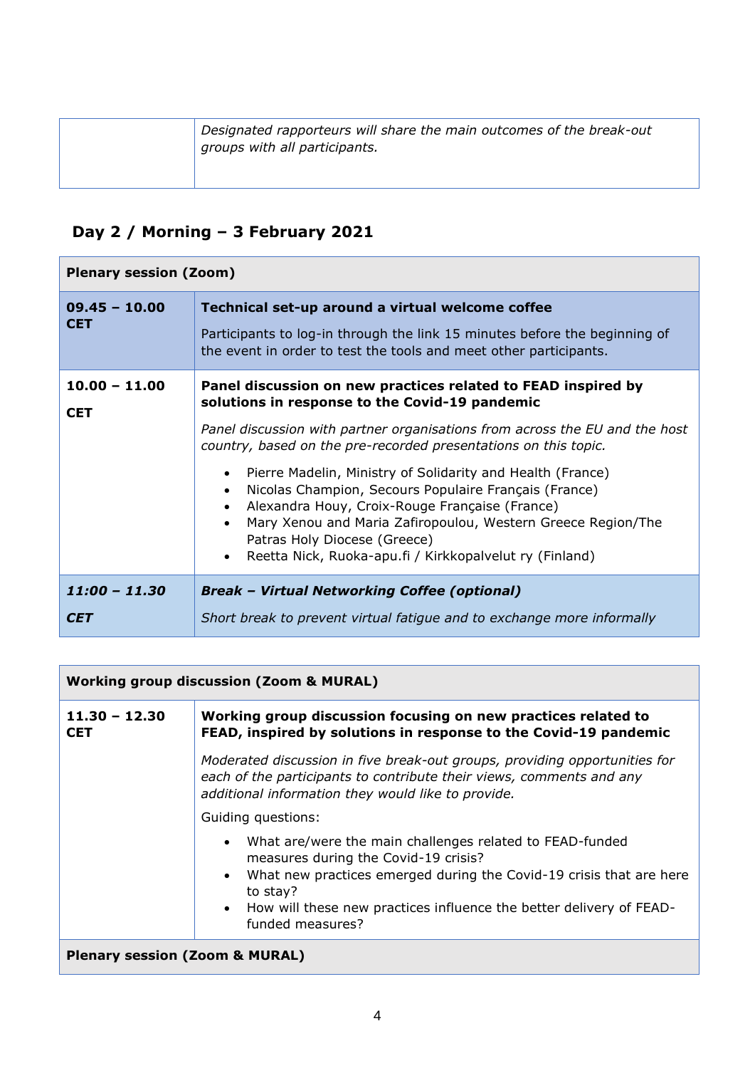| | |
|---|---|
| | *Designated rapporteurs will share the main outcomes of the break-out groups with all participants.* |

## Day 2 / Morning – 3 February 2021

| **Plenary session (Zoom)** | |
|---|---|
| **09.45 – 10.00 CET** | **Technical set-up around a virtual welcome coffee**<br><br>Participants to log-in through the link 15 minutes before the beginning of the event in order to test the tools and meet other participants. |
| **10.00 – 11.00**<br><br>**CET** | **Panel discussion on new practices related to FEAD inspired by solutions in response to the Covid-19 pandemic**<br><br>*Panel discussion with partner organisations from across the EU and the host country, based on the pre-recorded presentations on this topic.*<br><br>• Pierre Madelin, Ministry of Solidarity and Health (France)<br>• Nicolas Champion, Secours Populaire Français (France)<br>• Alexandra Houy, Croix-Rouge Française (France)<br>• Mary Xenou and Maria Zafiropoulou, Western Greece Region/The Patras Holy Diocese (Greece)<br>• Reetta Nick, Ruoka-apu.fi / Kirkkopalvelut ry (Finland) |
| ***11:00 – 11.30***<br><br>***CET*** | ***Break – Virtual Networking Coffee (optional)***<br><br>*Short break to prevent virtual fatigue and to exchange more informally* |

| **Working group discussion (Zoom & MURAL)** | |
|---|---|
| **11.30 – 12.30 CET** | **Working group discussion focusing on new practices related to FEAD, inspired by solutions in response to the Covid-19 pandemic**<br><br>*Moderated discussion in five break-out groups, providing opportunities for each of the participants to contribute their views, comments and any additional information they would like to provide.*<br><br>Guiding questions:<br><br>• What are/were the main challenges related to FEAD-funded measures during the Covid-19 crisis?<br>• What new practices emerged during the Covid-19 crisis that are here to stay?<br>• How will these new practices influence the better delivery of FEAD-funded measures? |
| **Plenary session (Zoom & MURAL)** | |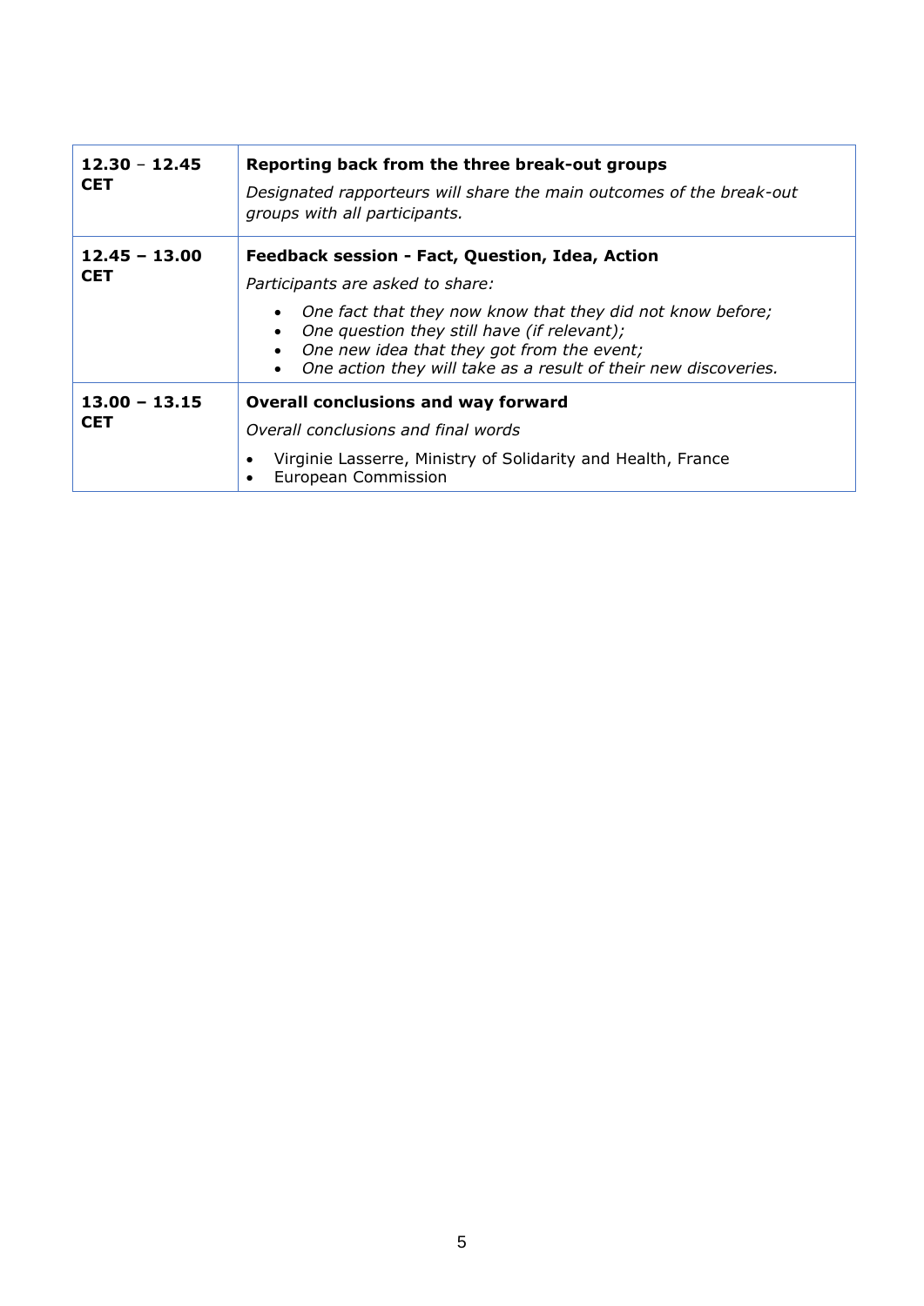| | |
|---|---|
| **12.30 – 12.45 CET** | **Reporting back from the three break-out groups**<br>*Designated rapporteurs will share the main outcomes of the break-out groups with all participants.* |
| **12.45 – 13.00 CET** | **Feedback session - Fact, Question, Idea, Action**<br>*Participants are asked to share:*<br>• *One fact that they now know that they did not know before;*<br>• *One question they still have (if relevant);*<br>• *One new idea that they got from the event;*<br>• *One action they will take as a result of their new discoveries.* |
| **13.00 – 13.15 CET** | **Overall conclusions and way forward**<br>*Overall conclusions and final words*<br>• Virginie Lasserre, Ministry of Solidarity and Health, France<br>• European Commission |